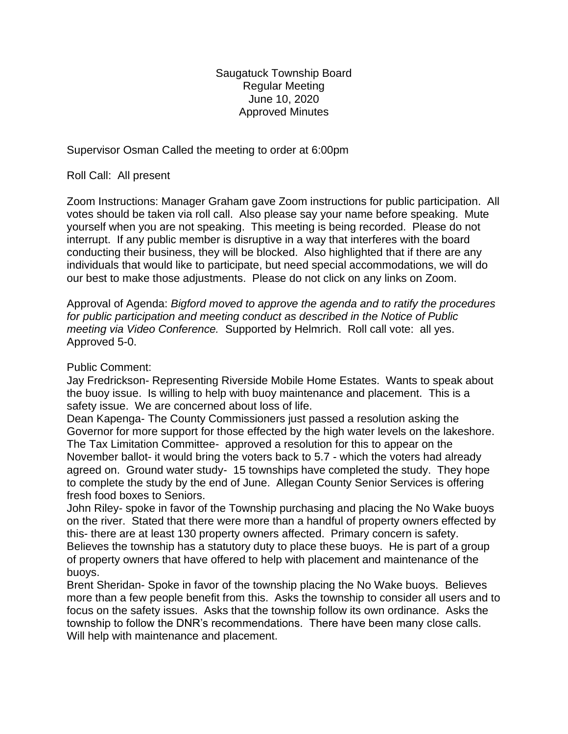Saugatuck Township Board
Regular Meeting
June 10, 2020
Approved Minutes

Supervisor Osman Called the meeting to order at 6:00pm

Roll Call: All present

Zoom Instructions: Manager Graham gave Zoom instructions for public participation. All votes should be taken via roll call. Also please say your name before speaking. Mute yourself when you are not speaking. This meeting is being recorded. Please do not interrupt. If any public member is disruptive in a way that interferes with the board conducting their business, they will be blocked. Also highlighted that if there are any individuals that would like to participate, but need special accommodations, we will do our best to make those adjustments. Please do not click on any links on Zoom.

Approval of Agenda: *Bigford moved to approve the agenda and to ratify the procedures for public participation and meeting conduct as described in the Notice of Public meeting via Video Conference.* Supported by Helmrich. Roll call vote: all yes. Approved 5-0.

Public Comment:
Jay Fredrickson- Representing Riverside Mobile Home Estates. Wants to speak about the buoy issue. Is willing to help with buoy maintenance and placement. This is a safety issue. We are concerned about loss of life.
Dean Kapenga- The County Commissioners just passed a resolution asking the Governor for more support for those effected by the high water levels on the lakeshore. The Tax Limitation Committee- approved a resolution for this to appear on the November ballot- it would bring the voters back to 5.7 - which the voters had already agreed on. Ground water study- 15 townships have completed the study. They hope to complete the study by the end of June. Allegan County Senior Services is offering fresh food boxes to Seniors.
John Riley- spoke in favor of the Township purchasing and placing the No Wake buoys on the river. Stated that there were more than a handful of property owners effected by this- there are at least 130 property owners affected. Primary concern is safety. Believes the township has a statutory duty to place these buoys. He is part of a group of property owners that have offered to help with placement and maintenance of the buoys.
Brent Sheridan- Spoke in favor of the township placing the No Wake buoys. Believes more than a few people benefit from this. Asks the township to consider all users and to focus on the safety issues. Asks that the township follow its own ordinance. Asks the township to follow the DNR's recommendations. There have been many close calls. Will help with maintenance and placement.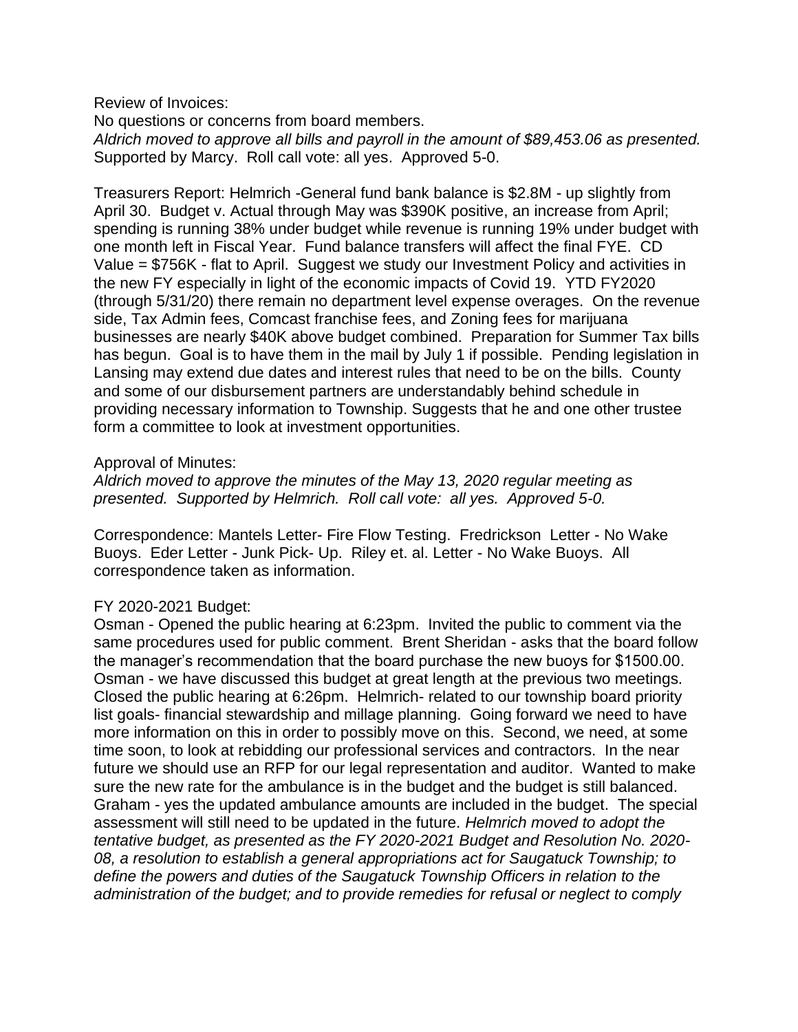Review of Invoices:
No questions or concerns from board members.
*Aldrich moved to approve all bills and payroll in the amount of $89,453.06 as presented.* Supported by Marcy. Roll call vote: all yes. Approved 5-0.

Treasurers Report: Helmrich -General fund bank balance is $2.8M - up slightly from April 30. Budget v. Actual through May was $390K positive, an increase from April; spending is running 38% under budget while revenue is running 19% under budget with one month left in Fiscal Year. Fund balance transfers will affect the final FYE. CD Value = $756K - flat to April. Suggest we study our Investment Policy and activities in the new FY especially in light of the economic impacts of Covid 19. YTD FY2020 (through 5/31/20) there remain no department level expense overages. On the revenue side, Tax Admin fees, Comcast franchise fees, and Zoning fees for marijuana businesses are nearly $40K above budget combined. Preparation for Summer Tax bills has begun. Goal is to have them in the mail by July 1 if possible. Pending legislation in Lansing may extend due dates and interest rules that need to be on the bills. County and some of our disbursement partners are understandably behind schedule in providing necessary information to Township. Suggests that he and one other trustee form a committee to look at investment opportunities.

Approval of Minutes:
*Aldrich moved to approve the minutes of the May 13, 2020 regular meeting as presented. Supported by Helmrich. Roll call vote: all yes. Approved 5-0.*

Correspondence: Mantels Letter- Fire Flow Testing. Fredrickson Letter - No Wake Buoys. Eder Letter - Junk Pick- Up. Riley et. al. Letter - No Wake Buoys. All correspondence taken as information.

FY 2020-2021 Budget:
Osman - Opened the public hearing at 6:23pm. Invited the public to comment via the same procedures used for public comment. Brent Sheridan - asks that the board follow the manager's recommendation that the board purchase the new buoys for $1500.00. Osman - we have discussed this budget at great length at the previous two meetings. Closed the public hearing at 6:26pm. Helmrich- related to our township board priority list goals- financial stewardship and millage planning. Going forward we need to have more information on this in order to possibly move on this. Second, we need, at some time soon, to look at rebidding our professional services and contractors. In the near future we should use an RFP for our legal representation and auditor. Wanted to make sure the new rate for the ambulance is in the budget and the budget is still balanced. Graham - yes the updated ambulance amounts are included in the budget. The special assessment will still need to be updated in the future. *Helmrich moved to adopt the tentative budget, as presented as the FY 2020-2021 Budget and Resolution No. 2020-08, a resolution to establish a general appropriations act for Saugatuck Township; to define the powers and duties of the Saugatuck Township Officers in relation to the administration of the budget; and to provide remedies for refusal or neglect to comply*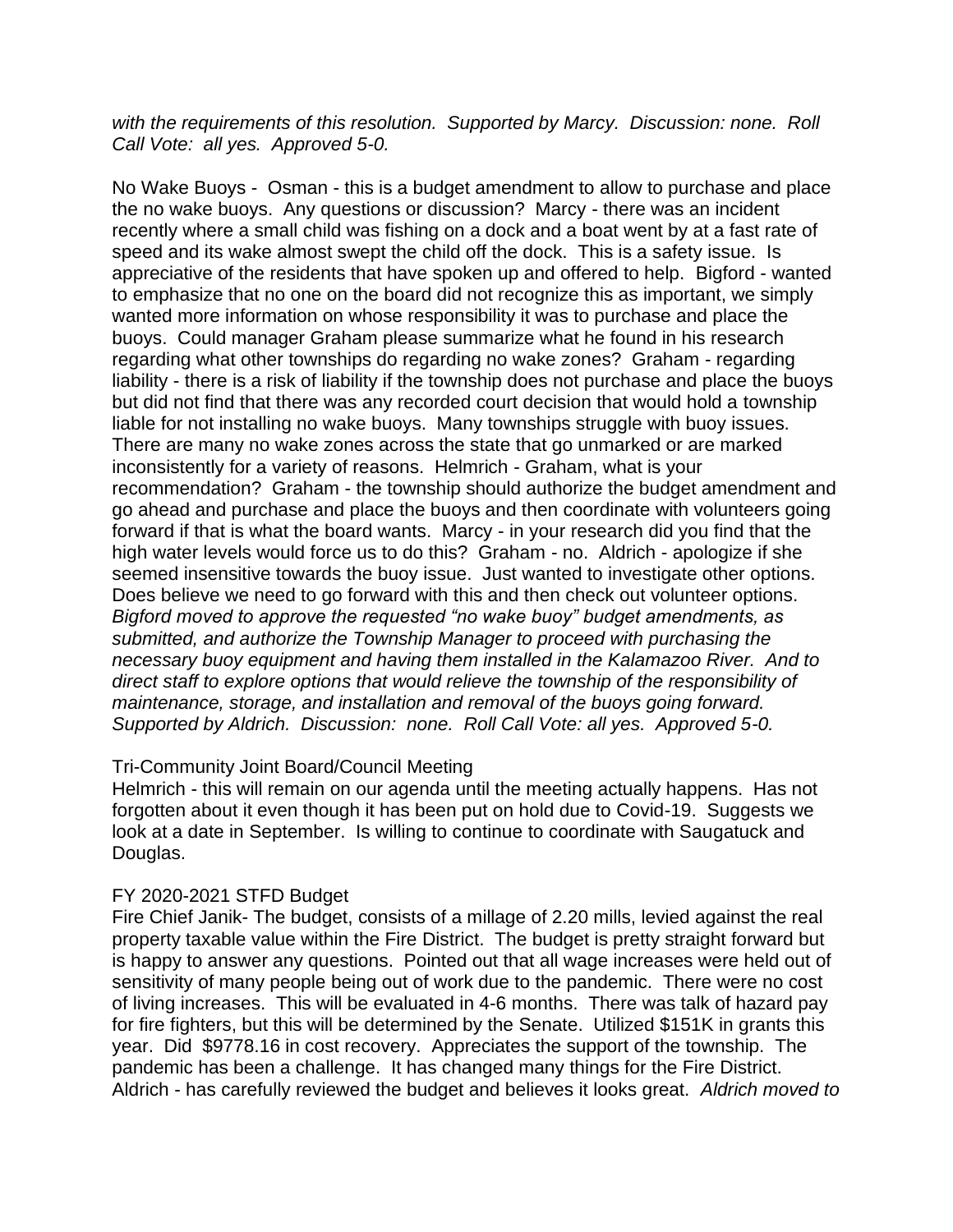*with the requirements of this resolution. Supported by Marcy. Discussion: none. Roll Call Vote: all yes. Approved 5-0.*

No Wake Buoys - Osman - this is a budget amendment to allow to purchase and place the no wake buoys. Any questions or discussion? Marcy - there was an incident recently where a small child was fishing on a dock and a boat went by at a fast rate of speed and its wake almost swept the child off the dock. This is a safety issue. Is appreciative of the residents that have spoken up and offered to help. Bigford - wanted to emphasize that no one on the board did not recognize this as important, we simply wanted more information on whose responsibility it was to purchase and place the buoys. Could manager Graham please summarize what he found in his research regarding what other townships do regarding no wake zones? Graham - regarding liability - there is a risk of liability if the township does not purchase and place the buoys but did not find that there was any recorded court decision that would hold a township liable for not installing no wake buoys. Many townships struggle with buoy issues. There are many no wake zones across the state that go unmarked or are marked inconsistently for a variety of reasons. Helmrich - Graham, what is your recommendation? Graham - the township should authorize the budget amendment and go ahead and purchase and place the buoys and then coordinate with volunteers going forward if that is what the board wants. Marcy - in your research did you find that the high water levels would force us to do this? Graham - no. Aldrich - apologize if she seemed insensitive towards the buoy issue. Just wanted to investigate other options. Does believe we need to go forward with this and then check out volunteer options. *Bigford moved to approve the requested "no wake buoy" budget amendments, as submitted, and authorize the Township Manager to proceed with purchasing the necessary buoy equipment and having them installed in the Kalamazoo River. And to direct staff to explore options that would relieve the township of the responsibility of maintenance, storage, and installation and removal of the buoys going forward. Supported by Aldrich. Discussion: none. Roll Call Vote: all yes. Approved 5-0.*

Tri-Community Joint Board/Council Meeting

Helmrich - this will remain on our agenda until the meeting actually happens. Has not forgotten about it even though it has been put on hold due to Covid-19. Suggests we look at a date in September. Is willing to continue to coordinate with Saugatuck and Douglas.

FY 2020-2021 STFD Budget

Fire Chief Janik- The budget, consists of a millage of 2.20 mills, levied against the real property taxable value within the Fire District. The budget is pretty straight forward but is happy to answer any questions. Pointed out that all wage increases were held out of sensitivity of many people being out of work due to the pandemic. There were no cost of living increases. This will be evaluated in 4-6 months. There was talk of hazard pay for fire fighters, but this will be determined by the Senate. Utilized $151K in grants this year. Did $9778.16 in cost recovery. Appreciates the support of the township. The pandemic has been a challenge. It has changed many things for the Fire District. Aldrich - has carefully reviewed the budget and believes it looks great. *Aldrich moved to*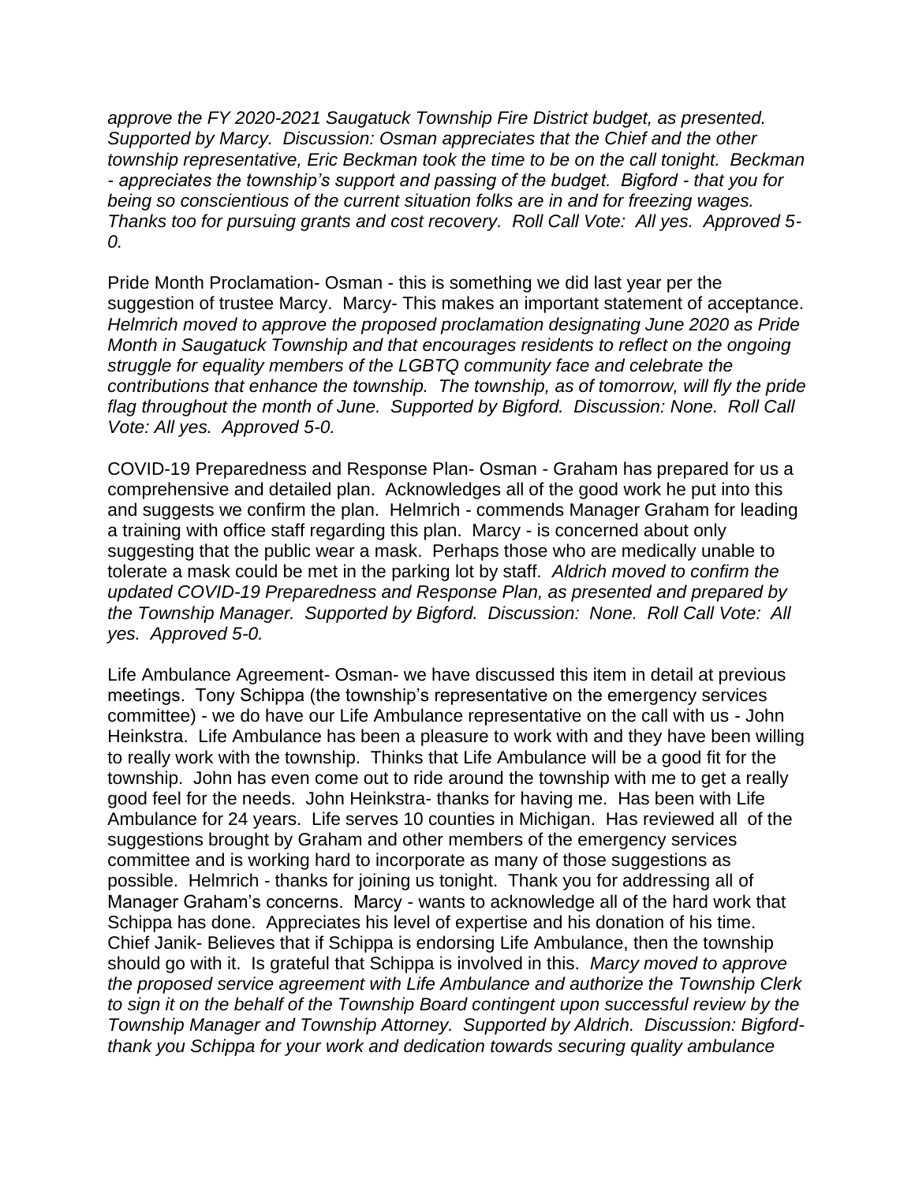*approve the FY 2020-2021 Saugatuck Township Fire District budget, as presented. Supported by Marcy. Discussion: Osman appreciates that the Chief and the other township representative, Eric Beckman took the time to be on the call tonight. Beckman - appreciates the township's support and passing of the budget. Bigford - that you for being so conscientious of the current situation folks are in and for freezing wages. Thanks too for pursuing grants and cost recovery. Roll Call Vote: All yes. Approved 5-0.*

Pride Month Proclamation- Osman - this is something we did last year per the suggestion of trustee Marcy. Marcy- This makes an important statement of acceptance. *Helmrich moved to approve the proposed proclamation designating June 2020 as Pride Month in Saugatuck Township and that encourages residents to reflect on the ongoing struggle for equality members of the LGBTQ community face and celebrate the contributions that enhance the township. The township, as of tomorrow, will fly the pride flag throughout the month of June. Supported by Bigford. Discussion: None. Roll Call Vote: All yes. Approved 5-0.*

COVID-19 Preparedness and Response Plan- Osman - Graham has prepared for us a comprehensive and detailed plan. Acknowledges all of the good work he put into this and suggests we confirm the plan. Helmrich - commends Manager Graham for leading a training with office staff regarding this plan. Marcy - is concerned about only suggesting that the public wear a mask. Perhaps those who are medically unable to tolerate a mask could be met in the parking lot by staff. *Aldrich moved to confirm the updated COVID-19 Preparedness and Response Plan, as presented and prepared by the Township Manager. Supported by Bigford. Discussion: None. Roll Call Vote: All yes. Approved 5-0.*

Life Ambulance Agreement- Osman- we have discussed this item in detail at previous meetings. Tony Schippa (the township's representative on the emergency services committee) - we do have our Life Ambulance representative on the call with us - John Heinkstra. Life Ambulance has been a pleasure to work with and they have been willing to really work with the township. Thinks that Life Ambulance will be a good fit for the township. John has even come out to ride around the township with me to get a really good feel for the needs. John Heinkstra- thanks for having me. Has been with Life Ambulance for 24 years. Life serves 10 counties in Michigan. Has reviewed all of the suggestions brought by Graham and other members of the emergency services committee and is working hard to incorporate as many of those suggestions as possible. Helmrich - thanks for joining us tonight. Thank you for addressing all of Manager Graham's concerns. Marcy - wants to acknowledge all of the hard work that Schippa has done. Appreciates his level of expertise and his donation of his time. Chief Janik- Believes that if Schippa is endorsing Life Ambulance, then the township should go with it. Is grateful that Schippa is involved in this. *Marcy moved to approve the proposed service agreement with Life Ambulance and authorize the Township Clerk to sign it on the behalf of the Township Board contingent upon successful review by the Township Manager and Township Attorney. Supported by Aldrich. Discussion: Bigford- thank you Schippa for your work and dedication towards securing quality ambulance*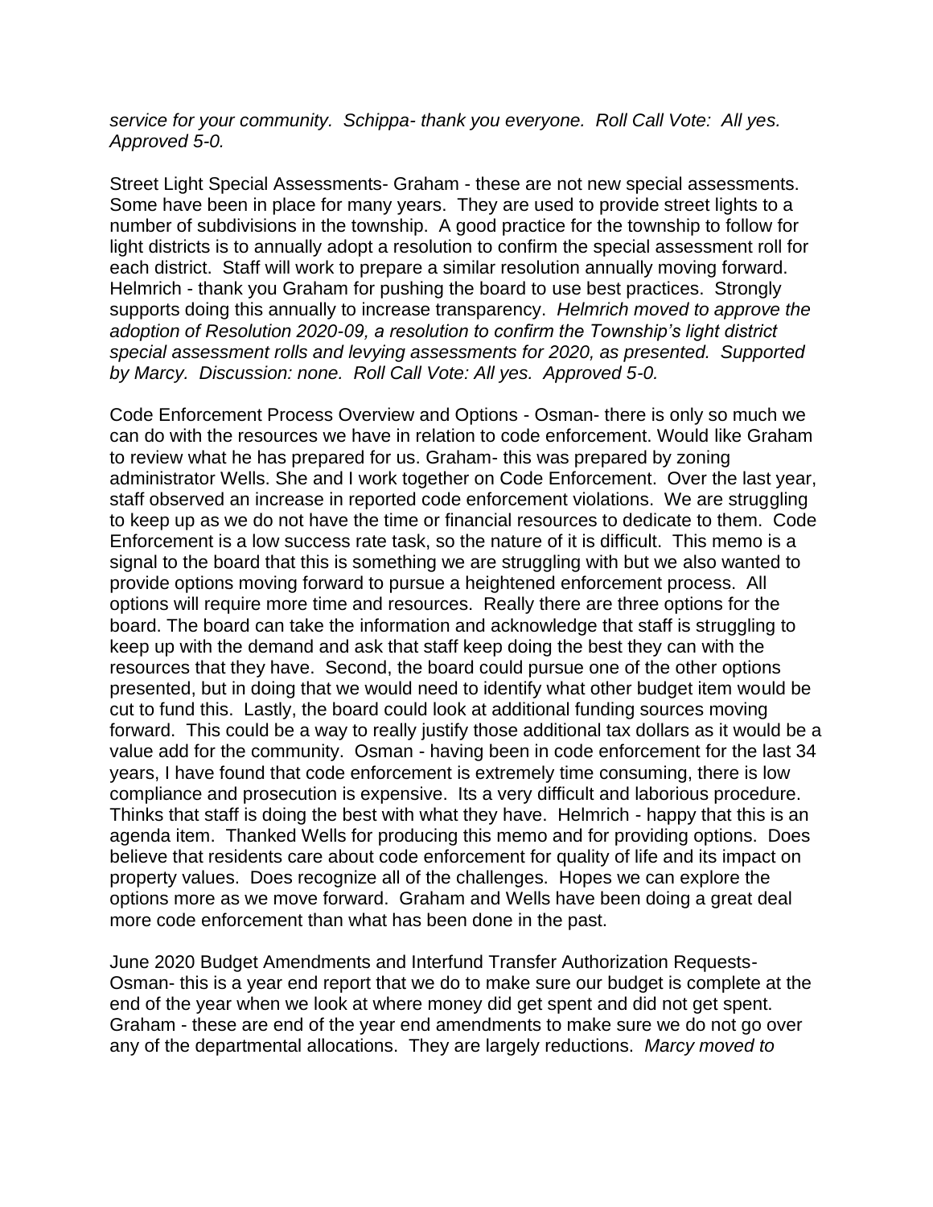*service for your community. Schippa- thank you everyone. Roll Call Vote: All yes. Approved 5-0.*

Street Light Special Assessments- Graham - these are not new special assessments. Some have been in place for many years. They are used to provide street lights to a number of subdivisions in the township. A good practice for the township to follow for light districts is to annually adopt a resolution to confirm the special assessment roll for each district. Staff will work to prepare a similar resolution annually moving forward. Helmrich - thank you Graham for pushing the board to use best practices. Strongly supports doing this annually to increase transparency. *Helmrich moved to approve the adoption of Resolution 2020-09, a resolution to confirm the Township's light district special assessment rolls and levying assessments for 2020, as presented. Supported by Marcy. Discussion: none. Roll Call Vote: All yes. Approved 5-0.*

Code Enforcement Process Overview and Options - Osman- there is only so much we can do with the resources we have in relation to code enforcement. Would like Graham to review what he has prepared for us. Graham- this was prepared by zoning administrator Wells. She and I work together on Code Enforcement. Over the last year, staff observed an increase in reported code enforcement violations. We are struggling to keep up as we do not have the time or financial resources to dedicate to them. Code Enforcement is a low success rate task, so the nature of it is difficult. This memo is a signal to the board that this is something we are struggling with but we also wanted to provide options moving forward to pursue a heightened enforcement process. All options will require more time and resources. Really there are three options for the board. The board can take the information and acknowledge that staff is struggling to keep up with the demand and ask that staff keep doing the best they can with the resources that they have. Second, the board could pursue one of the other options presented, but in doing that we would need to identify what other budget item would be cut to fund this. Lastly, the board could look at additional funding sources moving forward. This could be a way to really justify those additional tax dollars as it would be a value add for the community. Osman - having been in code enforcement for the last 34 years, I have found that code enforcement is extremely time consuming, there is low compliance and prosecution is expensive. Its a very difficult and laborious procedure. Thinks that staff is doing the best with what they have. Helmrich - happy that this is an agenda item. Thanked Wells for producing this memo and for providing options. Does believe that residents care about code enforcement for quality of life and its impact on property values. Does recognize all of the challenges. Hopes we can explore the options more as we move forward. Graham and Wells have been doing a great deal more code enforcement than what has been done in the past.

June 2020 Budget Amendments and Interfund Transfer Authorization Requests- Osman- this is a year end report that we do to make sure our budget is complete at the end of the year when we look at where money did get spent and did not get spent. Graham - these are end of the year end amendments to make sure we do not go over any of the departmental allocations. They are largely reductions. *Marcy moved to*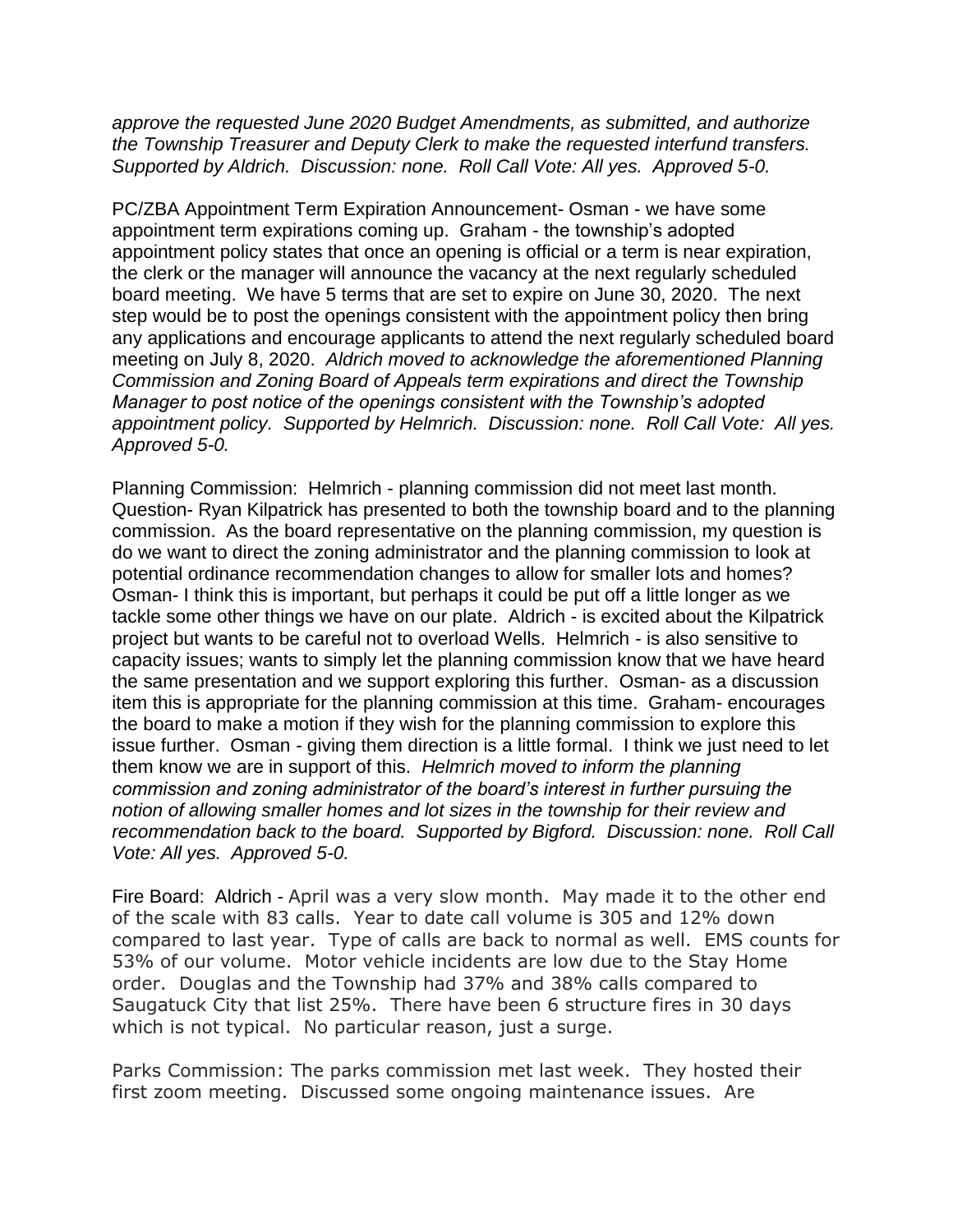*approve the requested June 2020 Budget Amendments, as submitted, and authorize the Township Treasurer and Deputy Clerk to make the requested interfund transfers. Supported by Aldrich. Discussion: none. Roll Call Vote: All yes. Approved 5-0.*

PC/ZBA Appointment Term Expiration Announcement- Osman - we have some appointment term expirations coming up. Graham - the township's adopted appointment policy states that once an opening is official or a term is near expiration, the clerk or the manager will announce the vacancy at the next regularly scheduled board meeting. We have 5 terms that are set to expire on June 30, 2020. The next step would be to post the openings consistent with the appointment policy then bring any applications and encourage applicants to attend the next regularly scheduled board meeting on July 8, 2020. *Aldrich moved to acknowledge the aforementioned Planning Commission and Zoning Board of Appeals term expirations and direct the Township Manager to post notice of the openings consistent with the Township's adopted appointment policy. Supported by Helmrich. Discussion: none. Roll Call Vote: All yes. Approved 5-0.*

Planning Commission: Helmrich - planning commission did not meet last month. Question- Ryan Kilpatrick has presented to both the township board and to the planning commission. As the board representative on the planning commission, my question is do we want to direct the zoning administrator and the planning commission to look at potential ordinance recommendation changes to allow for smaller lots and homes? Osman- I think this is important, but perhaps it could be put off a little longer as we tackle some other things we have on our plate. Aldrich - is excited about the Kilpatrick project but wants to be careful not to overload Wells. Helmrich - is also sensitive to capacity issues; wants to simply let the planning commission know that we have heard the same presentation and we support exploring this further. Osman- as a discussion item this is appropriate for the planning commission at this time. Graham- encourages the board to make a motion if they wish for the planning commission to explore this issue further. Osman - giving them direction is a little formal. I think we just need to let them know we are in support of this. *Helmrich moved to inform the planning commission and zoning administrator of the board's interest in further pursuing the notion of allowing smaller homes and lot sizes in the township for their review and recommendation back to the board. Supported by Bigford. Discussion: none. Roll Call Vote: All yes. Approved 5-0.*

Fire Board: Aldrich - April was a very slow month. May made it to the other end of the scale with 83 calls. Year to date call volume is 305 and 12% down compared to last year. Type of calls are back to normal as well. EMS counts for 53% of our volume. Motor vehicle incidents are low due to the Stay Home order. Douglas and the Township had 37% and 38% calls compared to Saugatuck City that list 25%. There have been 6 structure fires in 30 days which is not typical. No particular reason, just a surge.

Parks Commission: The parks commission met last week. They hosted their first zoom meeting. Discussed some ongoing maintenance issues. Are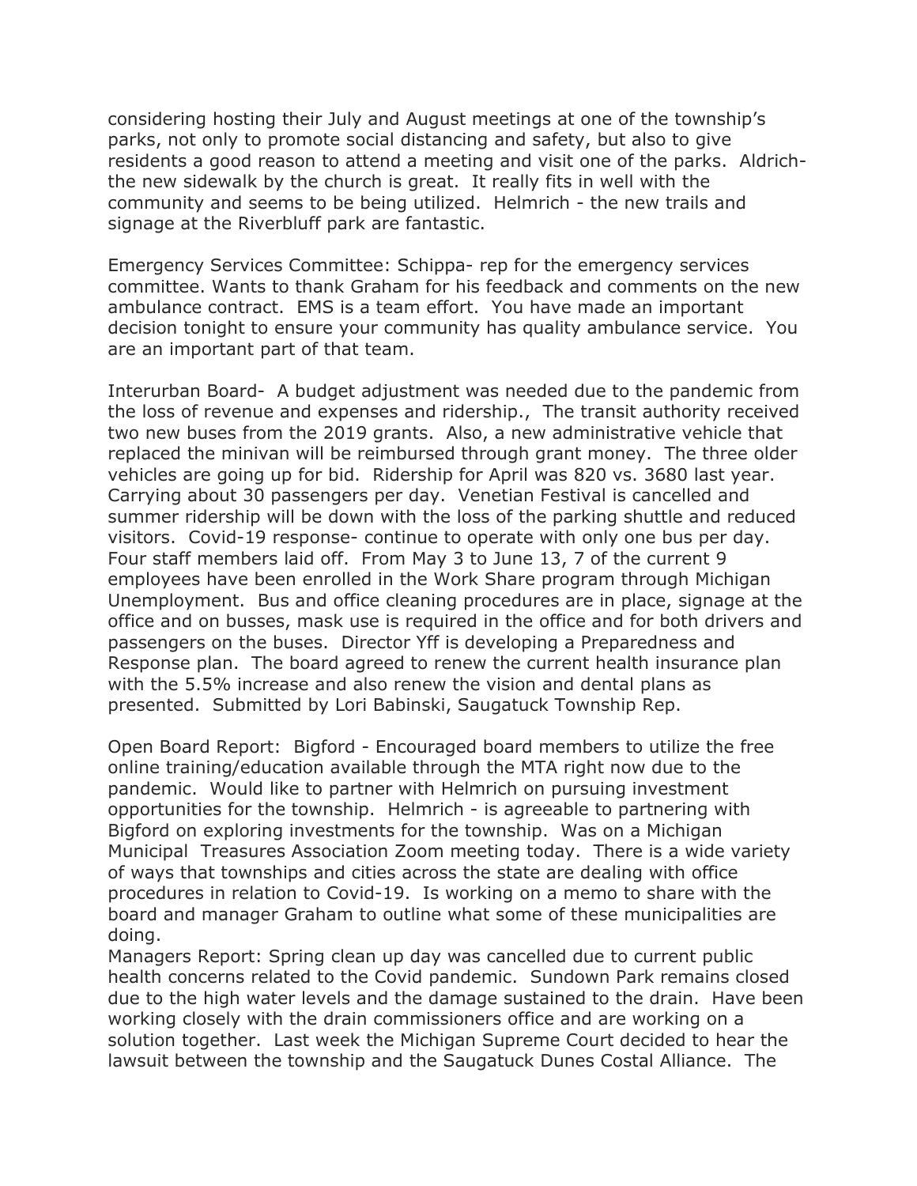considering hosting their July and August meetings at one of the township's parks, not only to promote social distancing and safety, but also to give residents a good reason to attend a meeting and visit one of the parks. Aldrich- the new sidewalk by the church is great. It really fits in well with the community and seems to be being utilized. Helmrich - the new trails and signage at the Riverbluff park are fantastic.

Emergency Services Committee: Schippa- rep for the emergency services committee. Wants to thank Graham for his feedback and comments on the new ambulance contract. EMS is a team effort. You have made an important decision tonight to ensure your community has quality ambulance service. You are an important part of that team.

Interurban Board- A budget adjustment was needed due to the pandemic from the loss of revenue and expenses and ridership., The transit authority received two new buses from the 2019 grants. Also, a new administrative vehicle that replaced the minivan will be reimbursed through grant money. The three older vehicles are going up for bid. Ridership for April was 820 vs. 3680 last year. Carrying about 30 passengers per day. Venetian Festival is cancelled and summer ridership will be down with the loss of the parking shuttle and reduced visitors. Covid-19 response- continue to operate with only one bus per day. Four staff members laid off. From May 3 to June 13, 7 of the current 9 employees have been enrolled in the Work Share program through Michigan Unemployment. Bus and office cleaning procedures are in place, signage at the office and on busses, mask use is required in the office and for both drivers and passengers on the buses. Director Yff is developing a Preparedness and Response plan. The board agreed to renew the current health insurance plan with the 5.5% increase and also renew the vision and dental plans as presented. Submitted by Lori Babinski, Saugatuck Township Rep.

Open Board Report: Bigford - Encouraged board members to utilize the free online training/education available through the MTA right now due to the pandemic. Would like to partner with Helmrich on pursuing investment opportunities for the township. Helmrich - is agreeable to partnering with Bigford on exploring investments for the township. Was on a Michigan Municipal Treasures Association Zoom meeting today. There is a wide variety of ways that townships and cities across the state are dealing with office procedures in relation to Covid-19. Is working on a memo to share with the board and manager Graham to outline what some of these municipalities are doing.

Managers Report: Spring clean up day was cancelled due to current public health concerns related to the Covid pandemic. Sundown Park remains closed due to the high water levels and the damage sustained to the drain. Have been working closely with the drain commissioners office and are working on a solution together. Last week the Michigan Supreme Court decided to hear the lawsuit between the township and the Saugatuck Dunes Costal Alliance. The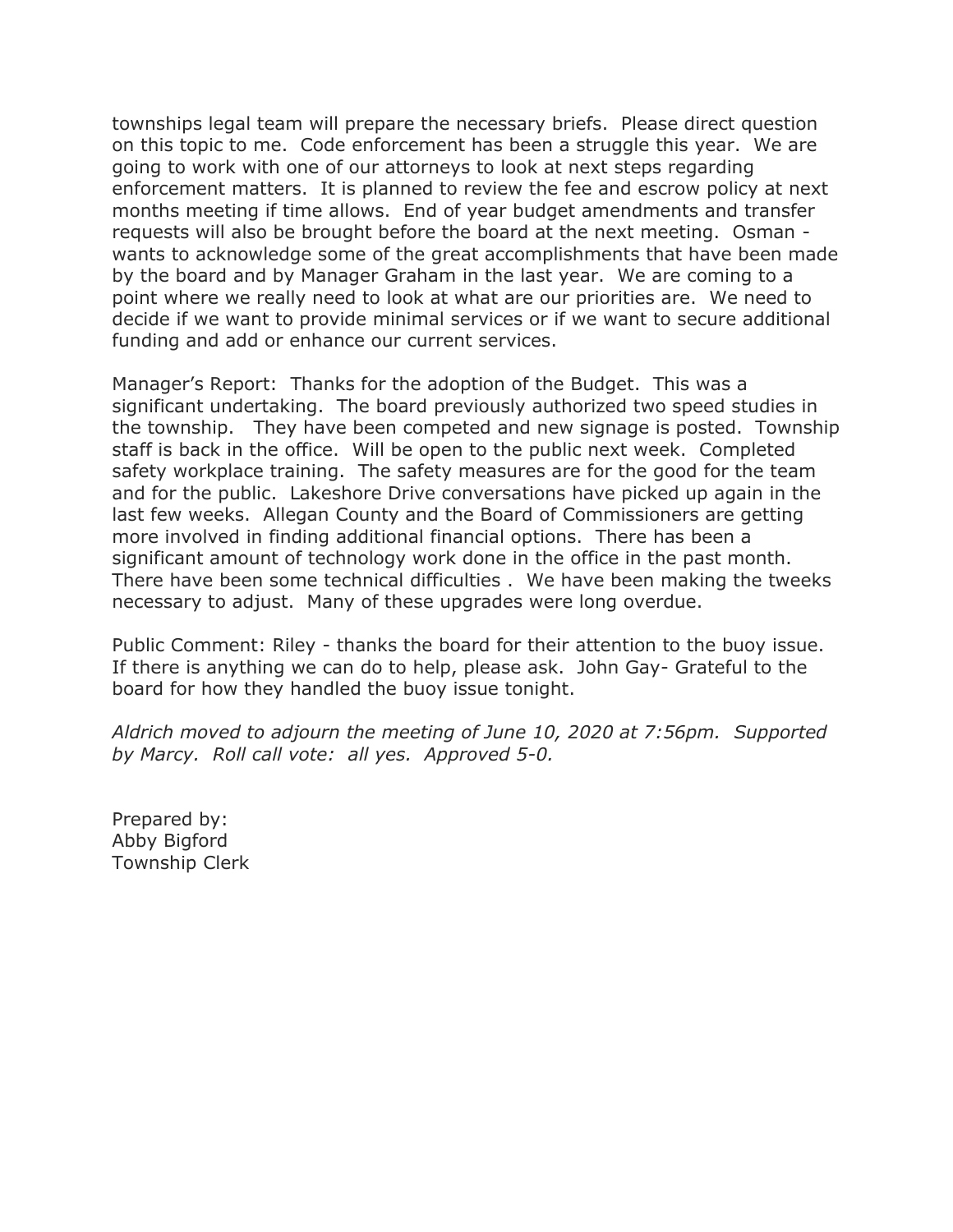townships legal team will prepare the necessary briefs. Please direct question on this topic to me. Code enforcement has been a struggle this year. We are going to work with one of our attorneys to look at next steps regarding enforcement matters. It is planned to review the fee and escrow policy at next months meeting if time allows. End of year budget amendments and transfer requests will also be brought before the board at the next meeting. Osman - wants to acknowledge some of the great accomplishments that have been made by the board and by Manager Graham in the last year. We are coming to a point where we really need to look at what are our priorities are. We need to decide if we want to provide minimal services or if we want to secure additional funding and add or enhance our current services.

Manager's Report: Thanks for the adoption of the Budget. This was a significant undertaking. The board previously authorized two speed studies in the township. They have been competed and new signage is posted. Township staff is back in the office. Will be open to the public next week. Completed safety workplace training. The safety measures are for the good for the team and for the public. Lakeshore Drive conversations have picked up again in the last few weeks. Allegan County and the Board of Commissioners are getting more involved in finding additional financial options. There has been a significant amount of technology work done in the office in the past month. There have been some technical difficulties . We have been making the tweeks necessary to adjust. Many of these upgrades were long overdue.

Public Comment: Riley - thanks the board for their attention to the buoy issue. If there is anything we can do to help, please ask. John Gay- Grateful to the board for how they handled the buoy issue tonight.

*Aldrich moved to adjourn the meeting of June 10, 2020 at 7:56pm. Supported by Marcy. Roll call vote: all yes. Approved 5-0.*

Prepared by:
Abby Bigford
Township Clerk